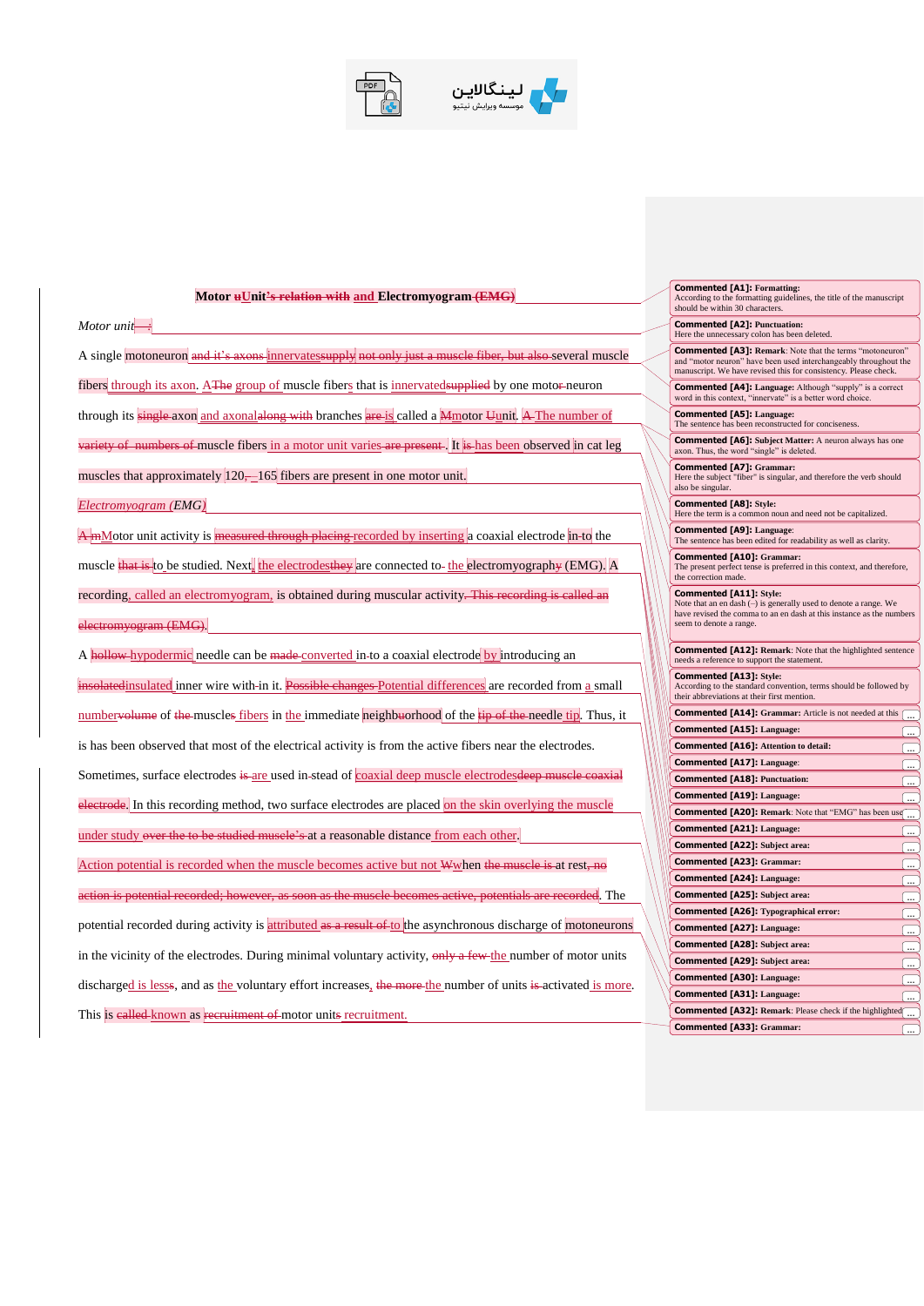**Motor ~~u~~Unit~~'s relation with~~ and Electromyogram ~~(EMG)~~**

*Motor unit*~~:~~

A single motoneuron ~~and it's axons~~ innervates~~supply~~ ~~not only just a muscle fiber, but also~~ several muscle fibers through its axon. A~~The~~ group of muscle fibers that is innervated~~supplied~~ by one motor~~-~~neuron through its ~~single~~ axon and axonal~~along with~~ branches ~~are~~ is called a ~~M~~motor ~~U~~unit. ~~A~~ The number of ~~variety of numbers of~~ muscle fibers in a motor unit varies ~~are present~~. It ~~is~~ has been observed in cat leg muscles that approximately 120~~,~~–165 fibers are present in one motor unit.

*Electromyogram (EMG)*

~~A m~~Motor unit activity is ~~measured through placing~~ recorded by inserting a coaxial electrode in~~-~~to the muscle ~~that is~~ to be studied. Next, the electrodes~~they~~ are connected to~~-~~ the electromyograph~~y~~ (EMG). A recording, called an electromyogram, is obtained during muscular activity. ~~This recording is called an electromyogram (EMG).~~

A ~~hollow~~ hypodermic needle can be ~~made~~ converted in~~-~~to a coaxial electrode by introducing an ~~isolated~~insulated inner wire with~~-~~in it. ~~Possible changes~~ Potential differences are recorded from a small number~~volume~~ of ~~the~~ muscle~~s~~ fibers in the immediate neighb~~u~~orhood of the ~~tip of the~~ needle tip. Thus, it is has been observed that most of the electrical activity is from the active fibers near the electrodes.

Sometimes, surface electrodes ~~is~~ are used in~~-~~stead of coaxial deep muscle electrodes~~deep muscle coaxial electrode~~. In this recording method, two surface electrodes are placed on the skin overlying the muscle under study ~~over the to be studied muscle's~~ at a reasonable distance from each other.

Action potential is recorded when the muscle becomes active but not ~~W~~when ~~the muscle is~~ at rest~~, no action is potential recorded; however, as soon as the muscle becomes active, potentials are recorded~~. The potential recorded during activity is attributed ~~as a result of~~ to the asynchronous discharge of motoneurons in the vicinity of the electrodes. During minimal voluntary activity, ~~only a few~~ the number of motor units discharged is less~~s~~, and as the voluntary effort increases, ~~the more~~ the number of units ~~is~~ activated is more. This is ~~called~~ known as ~~recruitment of~~ motor units recruitment.

---

**Commented [A1]: Formatting:** According to the formatting guidelines, the title of the manuscript should be within 30 characters.

**Commented [A2]: Punctuation:** Here the unnecessary colon has been deleted.

**Commented [A3]: Remark:** Note that the terms "motoneuron" and "motor neuron" have been used interchangeably throughout the manuscript. We have revised this for consistency. Please check.

**Commented [A4]: Language:** Although "supply" is a correct word in this context, "innervate" is a better word choice.

**Commented [A5]: Language:** The sentence has been reconstructed for conciseness.

**Commented [A6]: Subject Matter:** A neuron always has one axon. Thus, the word "single" is deleted.

**Commented [A7]: Grammar:** Here the subject "fiber" is singular, and therefore the verb should also be singular.

**Commented [A8]: Style:** Here the term is a common noun and need not be capitalized.

**Commented [A9]: Language:** The sentence has been edited for readability as well as clarity.

**Commented [A10]: Grammar:** The present perfect tense is preferred in this context, and therefore, the correction made.

**Commented [A11]: Style:** Note that an en dash (–) is generally used to denote a range. We have revised the comma to an en dash at this instance as the numbers seem to denote a range.

**Commented [A12]: Remark:** Note that the highlighted sentence needs a reference to support the statement.

**Commented [A13]: Style:** According to the standard convention, terms should be followed by their abbreviations at their first mention.

**Commented [A14]: Grammar:** Article is not needed at this

**Commented [A15]: Language:**

**Commented [A16]: Attention to detail:**

**Commented [A17]: Language:**

**Commented [A18]: Punctuation:**

**Commented [A19]: Language:**

**Commented [A20]: Remark:** Note that "EMG" has been use

**Commented [A21]: Language:**

**Commented [A22]: Subject area:**

**Commented [A23]: Grammar:**

**Commented [A24]: Language:**

**Commented [A25]: Subject area:**

**Commented [A26]: Typographical error:**

**Commented [A27]: Language:**

**Commented [A28]: Subject area:**

**Commented [A29]: Subject area:**

**Commented [A30]: Language:**

**Commented [A31]: Language:**

**Commented [A32]: Remark:** Please check if the highlighted

**Commented [A33]: Grammar:**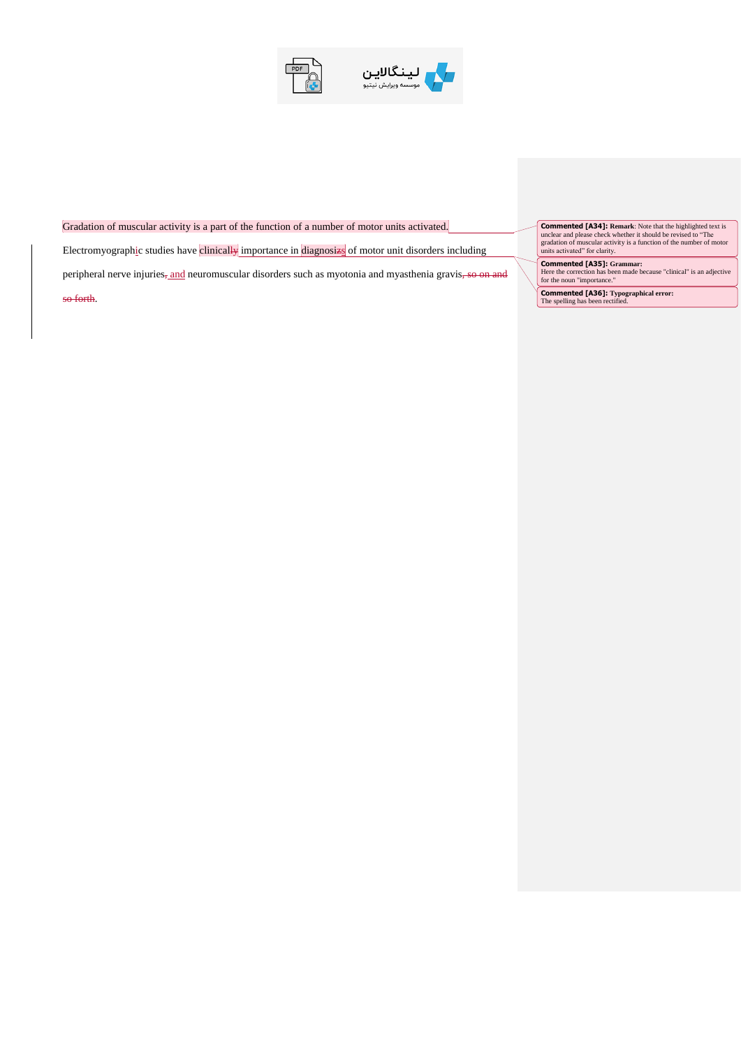Gradation of muscular activity is a part of the function of a number of motor units activated.

Electromyographic studies have clinically importance in diagnosizs of motor unit disorders including peripheral nerve injuries, and neuromuscular disorders such as myotonia and myasthenia gravis, so on and so forth.

**Commented [A34]: Remark**: Note that the highlighted text is unclear and please check whether it should be revised to "The gradation of muscular activity is a function of the number of motor units activated" for clarity.

**Commented [A35]: Grammar:** Here the correction has been made because "clinical" is an adjective for the noun "importance."

**Commented [A36]: Typographical error:** The spelling has been rectified.